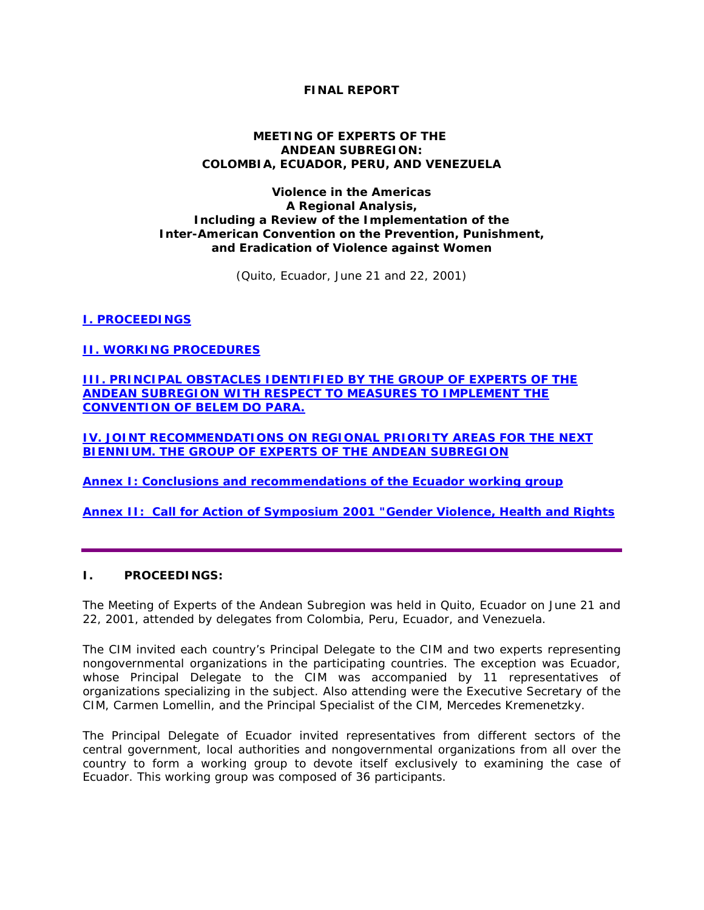# FINAL REPORT

## MEETING OF EXPERTS OF THE ANDEAN SUBREGION: COLOMBIA, ECUADOR, PERU, AND VENEZUELA

### Violence in the Americas A Regional Analysis, Including a Review of the Implementation of the Inter-American Convention on the Prevention, Punishment, and Eradication of Violence against Women

(Quito, Ecuador, June 21 and 22, 2001)

**I. PROCEEDINGS**

**II. WORKING PROCEDURES**

**III. PRINCIPAL OBSTACLES IDENTIFIED BY THE GROUP OF EXPERTS OF THE ANDEAN SUBREGION WITH RESPECT TO MEASURES TO IMPLEMENT THE CONVENTION OF BELEM DO PARA.**

**IV. JOINT RECOMMENDATIONS ON REGIONAL PRIORITY AREAS FOR THE NEXT BIENNIUM. THE GROUP OF EXPERTS OF THE ANDEAN SUBREGION**

**Annex I: Conclusions and recommendations of the Ecuador working group**

**Annex II: Call for Action of Symposium 2001 "Gender Violence, Health and Rights**

---

## I. PROCEEDINGS:

The Meeting of Experts of the Andean Subregion was held in Quito, Ecuador on June 21 and 22, 2001, attended by delegates from Colombia, Peru, Ecuador, and Venezuela.

The CIM invited each country's Principal Delegate to the CIM and two experts representing nongovernmental organizations in the participating countries. The exception was Ecuador, whose Principal Delegate to the CIM was accompanied by 11 representatives of organizations specializing in the subject. Also attending were the Executive Secretary of the CIM, Carmen Lomellin, and the Principal Specialist of the CIM, Mercedes Kremenetzky.

The Principal Delegate of Ecuador invited representatives from different sectors of the central government, local authorities and nongovernmental organizations from all over the country to form a working group to devote itself exclusively to examining the case of Ecuador. This working group was composed of 36 participants.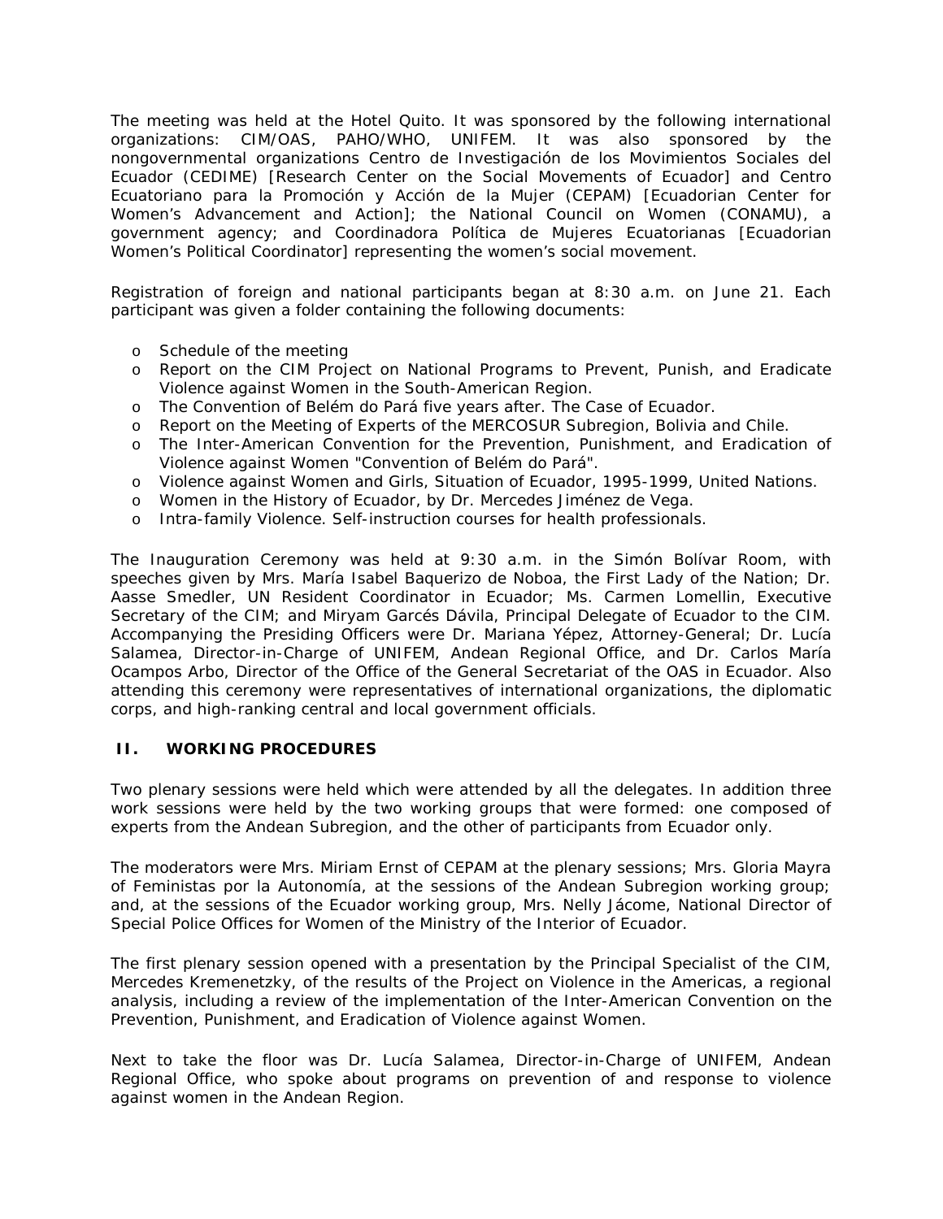The meeting was held at the Hotel Quito. It was sponsored by the following international organizations: CIM/OAS, PAHO/WHO, UNIFEM. It was also sponsored by the nongovernmental organizations Centro de Investigación de los Movimientos Sociales del Ecuador (CEDIME) [Research Center on the Social Movements of Ecuador] and Centro Ecuatoriano para la Promoción y Acción de la Mujer (CEPAM) [Ecuadorian Center for Women's Advancement and Action]; the National Council on Women (CONAMU), a government agency; and Coordinadora Política de Mujeres Ecuatorianas [Ecuadorian Women's Political Coordinator] representing the women's social movement.

Registration of foreign and national participants began at 8:30 a.m. on June 21. Each participant was given a folder containing the following documents:

- Schedule of the meeting
- Report on the CIM Project on National Programs to Prevent, Punish, and Eradicate Violence against Women in the South-American Region.
- The Convention of Belém do Pará five years after. The Case of Ecuador.
- Report on the Meeting of Experts of the MERCOSUR Subregion, Bolivia and Chile.
- The Inter-American Convention for the Prevention, Punishment, and Eradication of Violence against Women "Convention of Belém do Pará".
- Violence against Women and Girls, Situation of Ecuador, 1995-1999, United Nations.
- Women in the History of Ecuador, by Dr. Mercedes Jiménez de Vega.
- Intra-family Violence. Self-instruction courses for health professionals.

The Inauguration Ceremony was held at 9:30 a.m. in the Simón Bolívar Room, with speeches given by Mrs. María Isabel Baquerizo de Noboa, the First Lady of the Nation; Dr. Aasse Smedler, UN Resident Coordinator in Ecuador; Ms. Carmen Lomellin, Executive Secretary of the CIM; and Miryam Garcés Dávila, Principal Delegate of Ecuador to the CIM. Accompanying the Presiding Officers were Dr. Mariana Yépez, Attorney-General; Dr. Lucía Salamea, Director-in-Charge of UNIFEM, Andean Regional Office, and Dr. Carlos María Ocampos Arbo, Director of the Office of the General Secretariat of the OAS in Ecuador. Also attending this ceremony were representatives of international organizations, the diplomatic corps, and high-ranking central and local government officials.

## II. WORKING PROCEDURES

Two plenary sessions were held which were attended by all the delegates. In addition three work sessions were held by the two working groups that were formed: one composed of experts from the Andean Subregion, and the other of participants from Ecuador only.

The moderators were Mrs. Miriam Ernst of CEPAM at the plenary sessions; Mrs. Gloria Mayra of Feministas por la Autonomía, at the sessions of the Andean Subregion working group; and, at the sessions of the Ecuador working group, Mrs. Nelly Jácome, National Director of Special Police Offices for Women of the Ministry of the Interior of Ecuador.

The first plenary session opened with a presentation by the Principal Specialist of the CIM, Mercedes Kremenetzky, of the results of the Project on Violence in the Americas, a regional analysis, including a review of the implementation of the Inter-American Convention on the Prevention, Punishment, and Eradication of Violence against Women.

Next to take the floor was Dr. Lucía Salamea, Director-in-Charge of UNIFEM, Andean Regional Office, who spoke about programs on prevention of and response to violence against women in the Andean Region.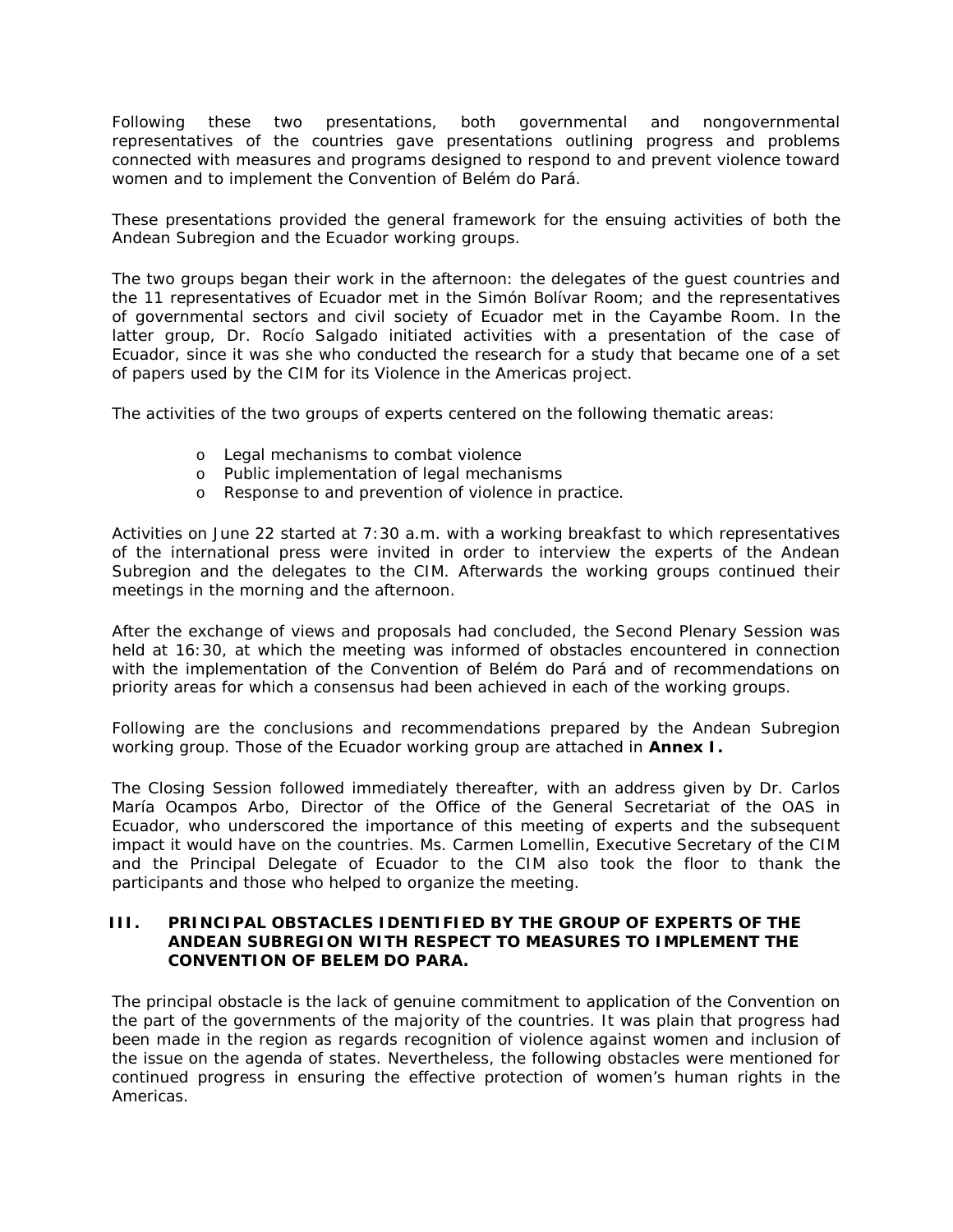Following these two presentations, both governmental and nongovernmental representatives of the countries gave presentations outlining progress and problems connected with measures and programs designed to respond to and prevent violence toward women and to implement the Convention of Belém do Pará.

These presentations provided the general framework for the ensuing activities of both the Andean Subregion and the Ecuador working groups.

The two groups began their work in the afternoon: the delegates of the guest countries and the 11 representatives of Ecuador met in the Simón Bolívar Room; and the representatives of governmental sectors and civil society of Ecuador met in the Cayambe Room. In the latter group, Dr. Rocío Salgado initiated activities with a presentation of the case of Ecuador, since it was she who conducted the research for a study that became one of a set of papers used by the CIM for its Violence in the Americas project.

The activities of the two groups of experts centered on the following thematic areas:

- Legal mechanisms to combat violence
- Public implementation of legal mechanisms
- Response to and prevention of violence in practice.

Activities on June 22 started at 7:30 a.m. with a working breakfast to which representatives of the international press were invited in order to interview the experts of the Andean Subregion and the delegates to the CIM. Afterwards the working groups continued their meetings in the morning and the afternoon.

After the exchange of views and proposals had concluded, the Second Plenary Session was held at 16:30, at which the meeting was informed of obstacles encountered in connection with the implementation of the Convention of Belém do Pará and of recommendations on priority areas for which a consensus had been achieved in each of the working groups.

Following are the conclusions and recommendations prepared by the Andean Subregion working group. Those of the Ecuador working group are attached in **Annex I.**

The Closing Session followed immediately thereafter, with an address given by Dr. Carlos María Ocampos Arbo, Director of the Office of the General Secretariat of the OAS in Ecuador, who underscored the importance of this meeting of experts and the subsequent impact it would have on the countries. Ms. Carmen Lomellin, Executive Secretary of the CIM and the Principal Delegate of Ecuador to the CIM also took the floor to thank the participants and those who helped to organize the meeting.

## III. PRINCIPAL OBSTACLES IDENTIFIED BY THE GROUP OF EXPERTS OF THE ANDEAN SUBREGION WITH RESPECT TO MEASURES TO IMPLEMENT THE CONVENTION OF BELEM DO PARA.

The principal obstacle is the lack of genuine commitment to application of the Convention on the part of the governments of the majority of the countries. It was plain that progress had been made in the region as regards recognition of violence against women and inclusion of the issue on the agenda of states. Nevertheless, the following obstacles were mentioned for continued progress in ensuring the effective protection of women's human rights in the Americas.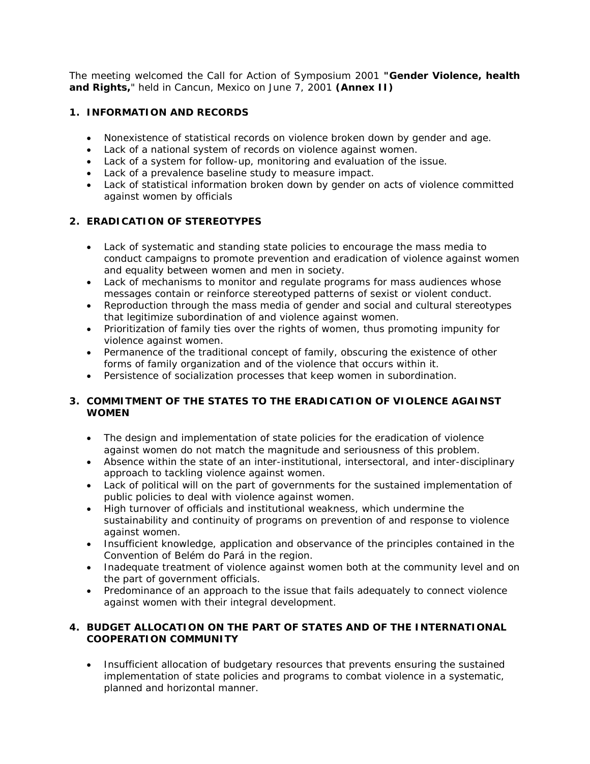The meeting welcomed the Call for Action of Symposium 2001 **"Gender Violence, health and Rights,**" held in Cancun, Mexico on June 7, 2001 **(Annex II)**

## 1. INFORMATION AND RECORDS

- Nonexistence of statistical records on violence broken down by gender and age.
- Lack of a national system of records on violence against women.
- Lack of a system for follow-up, monitoring and evaluation of the issue.
- Lack of a prevalence baseline study to measure impact.
- Lack of statistical information broken down by gender on acts of violence committed against women by officials

## 2. ERADICATION OF STEREOTYPES

- Lack of systematic and standing state policies to encourage the mass media to conduct campaigns to promote prevention and eradication of violence against women and equality between women and men in society.
- Lack of mechanisms to monitor and regulate programs for mass audiences whose messages contain or reinforce stereotyped patterns of sexist or violent conduct.
- Reproduction through the mass media of gender and social and cultural stereotypes that legitimize subordination of and violence against women.
- Prioritization of family ties over the rights of women, thus promoting impunity for violence against women.
- Permanence of the traditional concept of family, obscuring the existence of other forms of family organization and of the violence that occurs within it.
- Persistence of socialization processes that keep women in subordination.

## 3. COMMITMENT OF THE STATES TO THE ERADICATION OF VIOLENCE AGAINST WOMEN

- The design and implementation of state policies for the eradication of violence against women do not match the magnitude and seriousness of this problem.
- Absence within the state of an inter-institutional, intersectoral, and inter-disciplinary approach to tackling violence against women.
- Lack of political will on the part of governments for the sustained implementation of public policies to deal with violence against women.
- High turnover of officials and institutional weakness, which undermine the sustainability and continuity of programs on prevention of and response to violence against women.
- Insufficient knowledge, application and observance of the principles contained in the Convention of Belém do Pará in the region.
- Inadequate treatment of violence against women both at the community level and on the part of government officials.
- Predominance of an approach to the issue that fails adequately to connect violence against women with their integral development.

## 4. BUDGET ALLOCATION ON THE PART OF STATES AND OF THE INTERNATIONAL COOPERATION COMMUNITY

- Insufficient allocation of budgetary resources that prevents ensuring the sustained implementation of state policies and programs to combat violence in a systematic, planned and horizontal manner.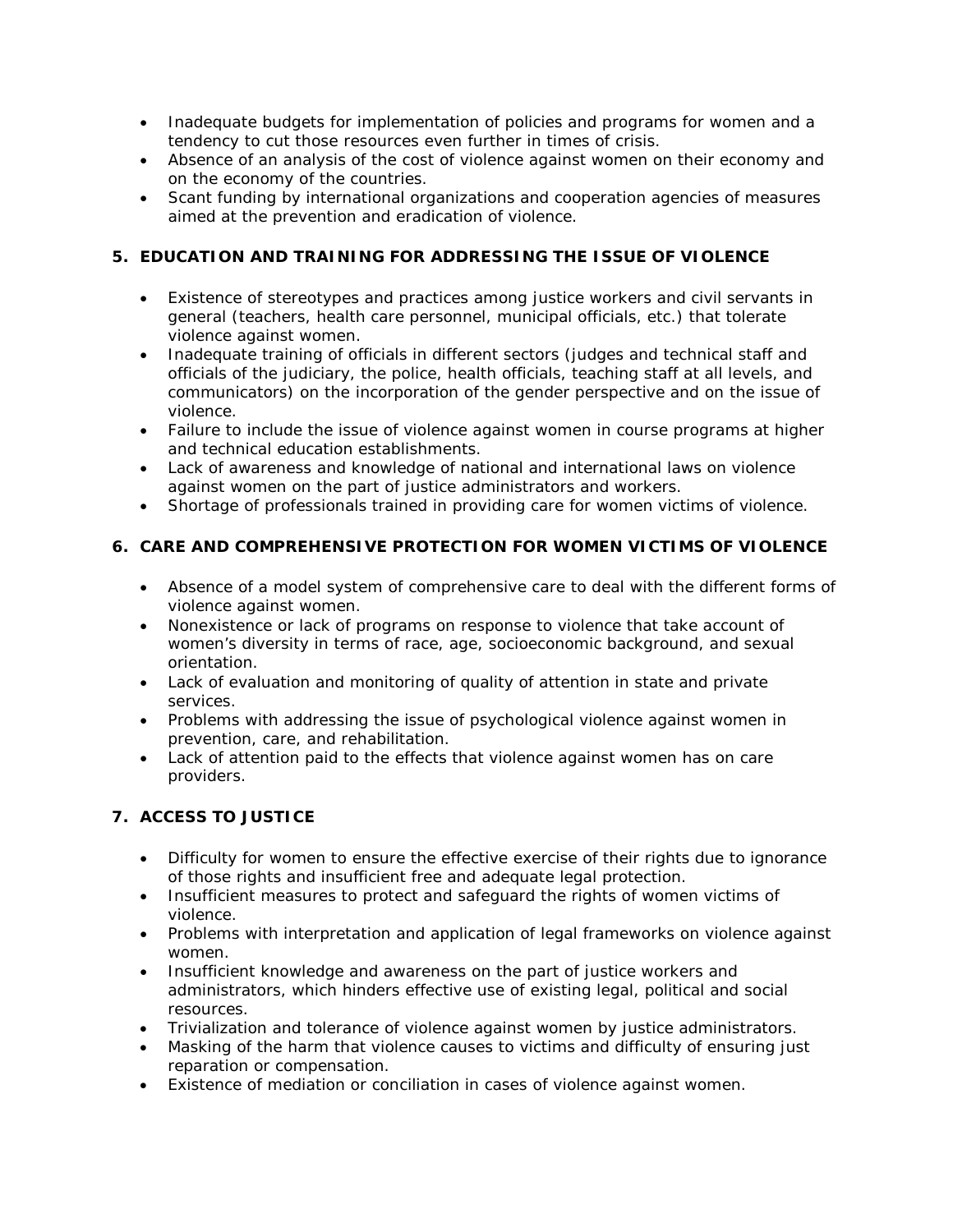- Inadequate budgets for implementation of policies and programs for women and a tendency to cut those resources even further in times of crisis.
- Absence of an analysis of the cost of violence against women on their economy and on the economy of the countries.
- Scant funding by international organizations and cooperation agencies of measures aimed at the prevention and eradication of violence.

## 5. EDUCATION AND TRAINING FOR ADDRESSING THE ISSUE OF VIOLENCE

- Existence of stereotypes and practices among justice workers and civil servants in general (teachers, health care personnel, municipal officials, etc.) that tolerate violence against women.
- Inadequate training of officials in different sectors (judges and technical staff and officials of the judiciary, the police, health officials, teaching staff at all levels, and communicators) on the incorporation of the gender perspective and on the issue of violence.
- Failure to include the issue of violence against women in course programs at higher and technical education establishments.
- Lack of awareness and knowledge of national and international laws on violence against women on the part of justice administrators and workers.
- Shortage of professionals trained in providing care for women victims of violence.

## 6. CARE AND COMPREHENSIVE PROTECTION FOR WOMEN VICTIMS OF VIOLENCE

- Absence of a model system of comprehensive care to deal with the different forms of violence against women.
- Nonexistence or lack of programs on response to violence that take account of women's diversity in terms of race, age, socioeconomic background, and sexual orientation.
- Lack of evaluation and monitoring of quality of attention in state and private services.
- Problems with addressing the issue of psychological violence against women in prevention, care, and rehabilitation.
- Lack of attention paid to the effects that violence against women has on care providers.

## 7. ACCESS TO JUSTICE

- Difficulty for women to ensure the effective exercise of their rights due to ignorance of those rights and insufficient free and adequate legal protection.
- Insufficient measures to protect and safeguard the rights of women victims of violence.
- Problems with interpretation and application of legal frameworks on violence against women.
- Insufficient knowledge and awareness on the part of justice workers and administrators, which hinders effective use of existing legal, political and social resources.
- Trivialization and tolerance of violence against women by justice administrators.
- Masking of the harm that violence causes to victims and difficulty of ensuring just reparation or compensation.
- Existence of mediation or conciliation in cases of violence against women.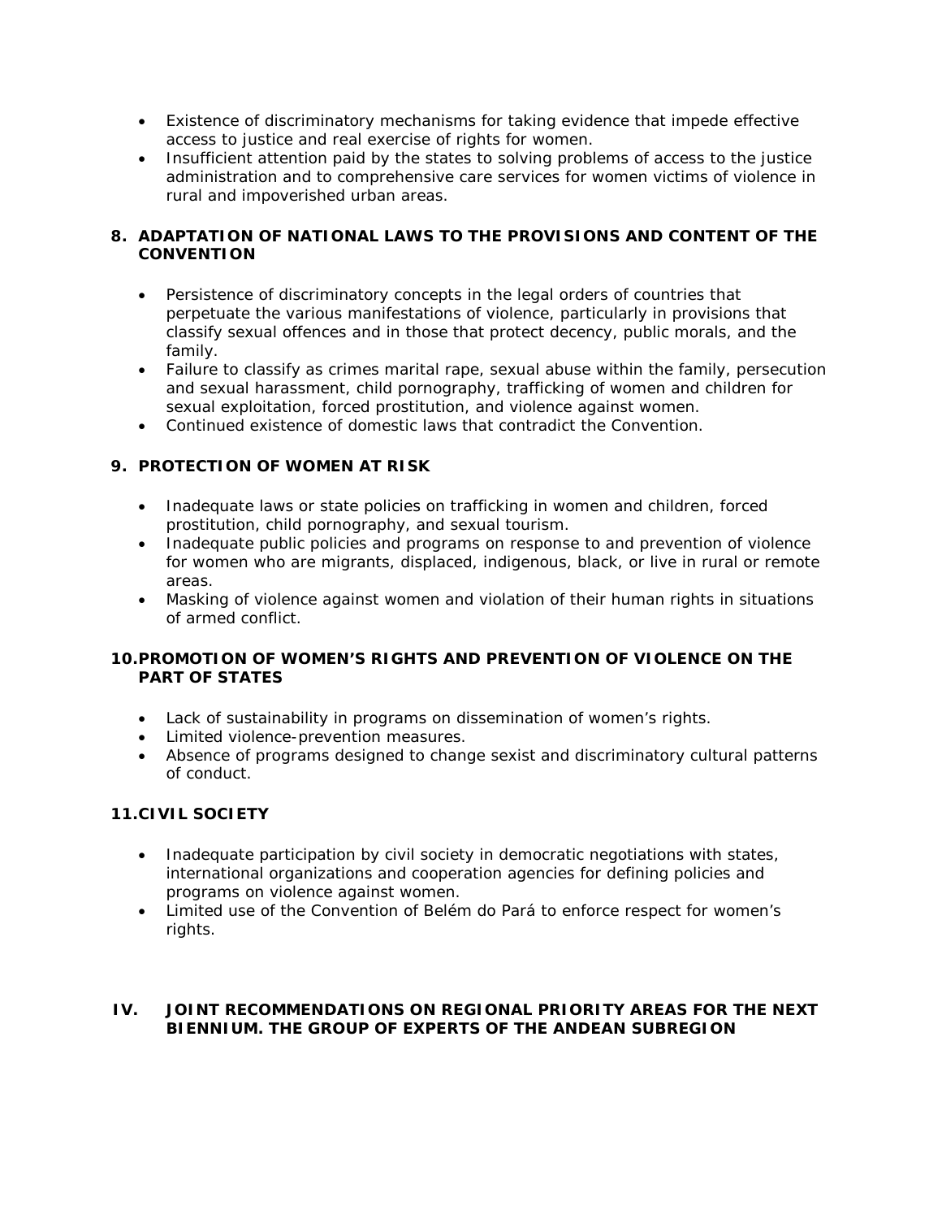- Existence of discriminatory mechanisms for taking evidence that impede effective access to justice and real exercise of rights for women.
- Insufficient attention paid by the states to solving problems of access to the justice administration and to comprehensive care services for women victims of violence in rural and impoverished urban areas.

### 8. ADAPTATION OF NATIONAL LAWS TO THE PROVISIONS AND CONTENT OF THE CONVENTION

- Persistence of discriminatory concepts in the legal orders of countries that perpetuate the various manifestations of violence, particularly in provisions that classify sexual offences and in those that protect decency, public morals, and the family.
- Failure to classify as crimes marital rape, sexual abuse within the family, persecution and sexual harassment, child pornography, trafficking of women and children for sexual exploitation, forced prostitution, and violence against women.
- Continued existence of domestic laws that contradict the Convention.

### 9. PROTECTION OF WOMEN AT RISK

- Inadequate laws or state policies on trafficking in women and children, forced prostitution, child pornography, and sexual tourism.
- Inadequate public policies and programs on response to and prevention of violence for women who are migrants, displaced, indigenous, black, or live in rural or remote areas.
- Masking of violence against women and violation of their human rights in situations of armed conflict.

### 10. PROMOTION OF WOMEN'S RIGHTS AND PREVENTION OF VIOLENCE ON THE PART OF STATES

- Lack of sustainability in programs on dissemination of women's rights.
- Limited violence-prevention measures.
- Absence of programs designed to change sexist and discriminatory cultural patterns of conduct.

### 11. CIVIL SOCIETY

- Inadequate participation by civil society in democratic negotiations with states, international organizations and cooperation agencies for defining policies and programs on violence against women.
- Limited use of the Convention of Belém do Pará to enforce respect for women's rights.

## IV. JOINT RECOMMENDATIONS ON REGIONAL PRIORITY AREAS FOR THE NEXT BIENNIUM. THE GROUP OF EXPERTS OF THE ANDEAN SUBREGION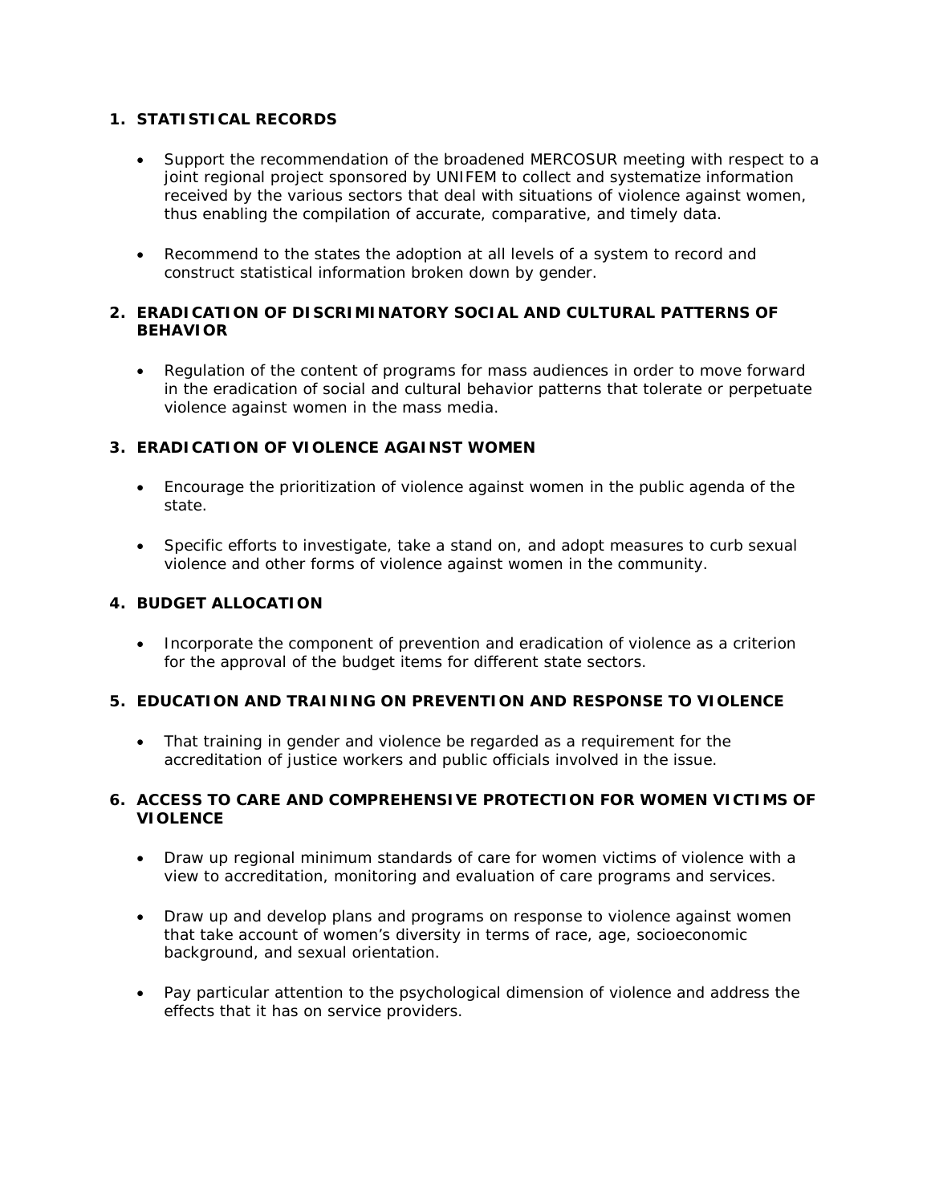1. **STATISTICAL RECORDS**

   - Support the recommendation of the broadened MERCOSUR meeting with respect to a joint regional project sponsored by UNIFEM to collect and systematize information received by the various sectors that deal with situations of violence against women, thus enabling the compilation of accurate, comparative, and timely data.

   - Recommend to the states the adoption at all levels of a system to record and construct statistical information broken down by gender.

2. **ERADICATION OF DISCRIMINATORY SOCIAL AND CULTURAL PATTERNS OF BEHAVIOR**

   - Regulation of the content of programs for mass audiences in order to move forward in the eradication of social and cultural behavior patterns that tolerate or perpetuate violence against women in the mass media.

3. **ERADICATION OF VIOLENCE AGAINST WOMEN**

   - Encourage the prioritization of violence against women in the public agenda of the state.

   - Specific efforts to investigate, take a stand on, and adopt measures to curb sexual violence and other forms of violence against women in the community.

4. **BUDGET ALLOCATION**

   - Incorporate the component of prevention and eradication of violence as a criterion for the approval of the budget items for different state sectors.

5. **EDUCATION AND TRAINING ON PREVENTION AND RESPONSE TO VIOLENCE**

   - That training in gender and violence be regarded as a requirement for the accreditation of justice workers and public officials involved in the issue.

6. **ACCESS TO CARE AND COMPREHENSIVE PROTECTION FOR WOMEN VICTIMS OF VIOLENCE**

   - Draw up regional minimum standards of care for women victims of violence with a view to accreditation, monitoring and evaluation of care programs and services.

   - Draw up and develop plans and programs on response to violence against women that take account of women's diversity in terms of race, age, socioeconomic background, and sexual orientation.

   - Pay particular attention to the psychological dimension of violence and address the effects that it has on service providers.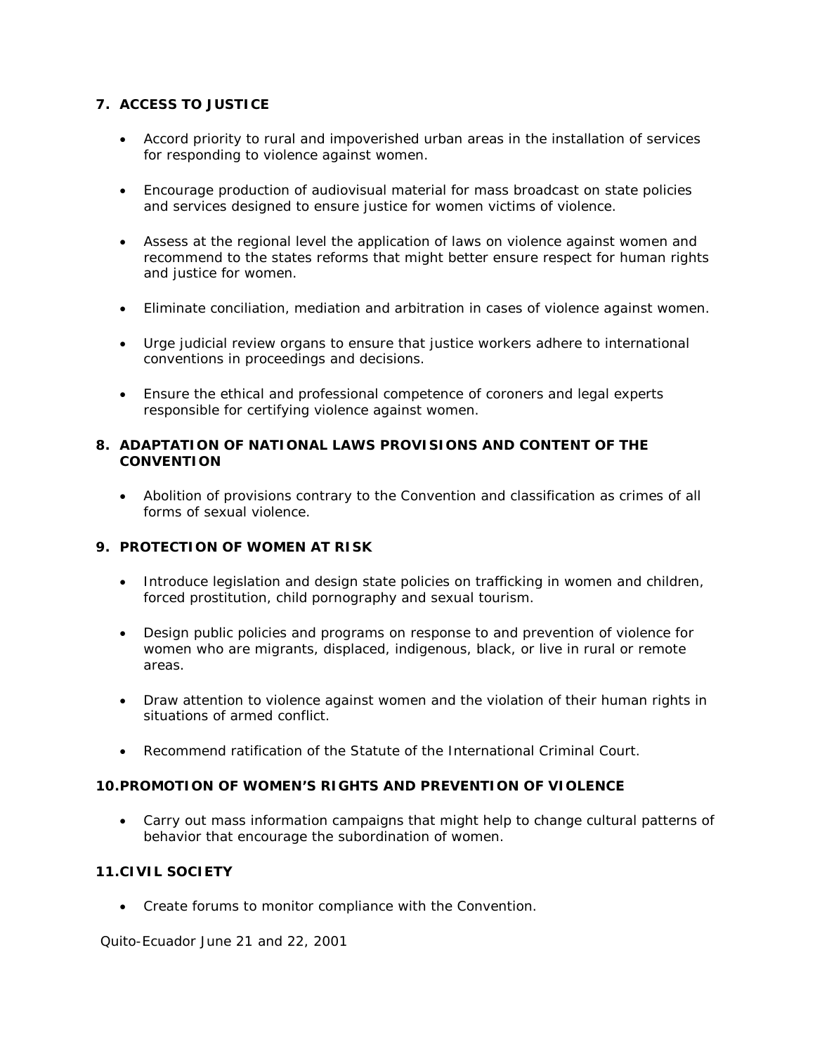**7. ACCESS TO JUSTICE**

- Accord priority to rural and impoverished urban areas in the installation of services for responding to violence against women.
- Encourage production of audiovisual material for mass broadcast on state policies and services designed to ensure justice for women victims of violence.
- Assess at the regional level the application of laws on violence against women and recommend to the states reforms that might better ensure respect for human rights and justice for women.
- Eliminate conciliation, mediation and arbitration in cases of violence against women.
- Urge judicial review organs to ensure that justice workers adhere to international conventions in proceedings and decisions.
- Ensure the ethical and professional competence of coroners and legal experts responsible for certifying violence against women.

**8. ADAPTATION OF NATIONAL LAWS PROVISIONS AND CONTENT OF THE CONVENTION**

- Abolition of provisions contrary to the Convention and classification as crimes of all forms of sexual violence.

**9. PROTECTION OF WOMEN AT RISK**

- Introduce legislation and design state policies on trafficking in women and children, forced prostitution, child pornography and sexual tourism.
- Design public policies and programs on response to and prevention of violence for women who are migrants, displaced, indigenous, black, or live in rural or remote areas.
- Draw attention to violence against women and the violation of their human rights in situations of armed conflict.
- Recommend ratification of the Statute of the International Criminal Court.

**10. PROMOTION OF WOMEN'S RIGHTS AND PREVENTION OF VIOLENCE**

- Carry out mass information campaigns that might help to change cultural patterns of behavior that encourage the subordination of women.

**11. CIVIL SOCIETY**

- Create forums to monitor compliance with the Convention.

Quito-Ecuador June 21 and 22, 2001